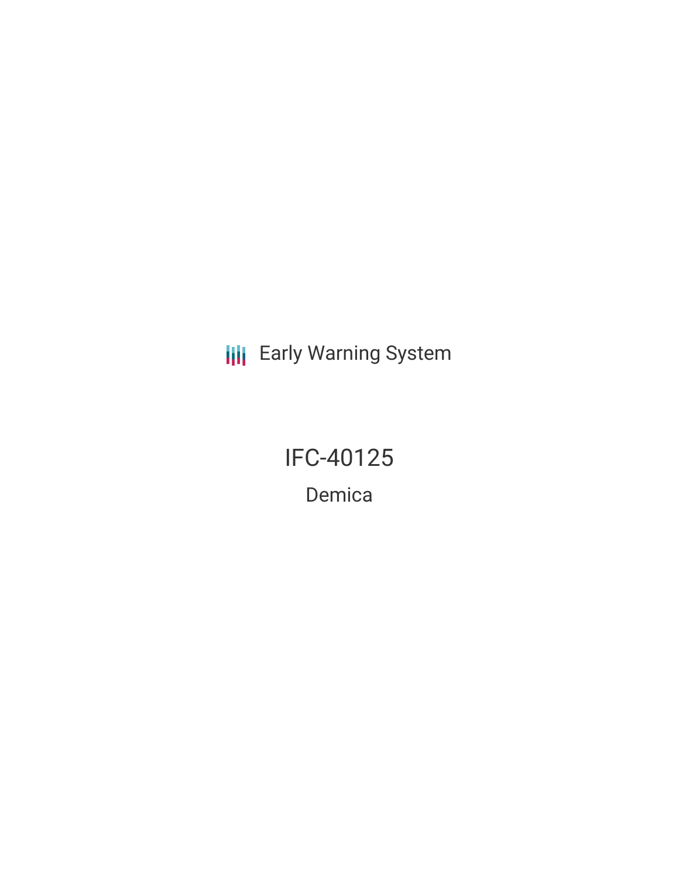Early Warning System

# IFC-40125

## Demica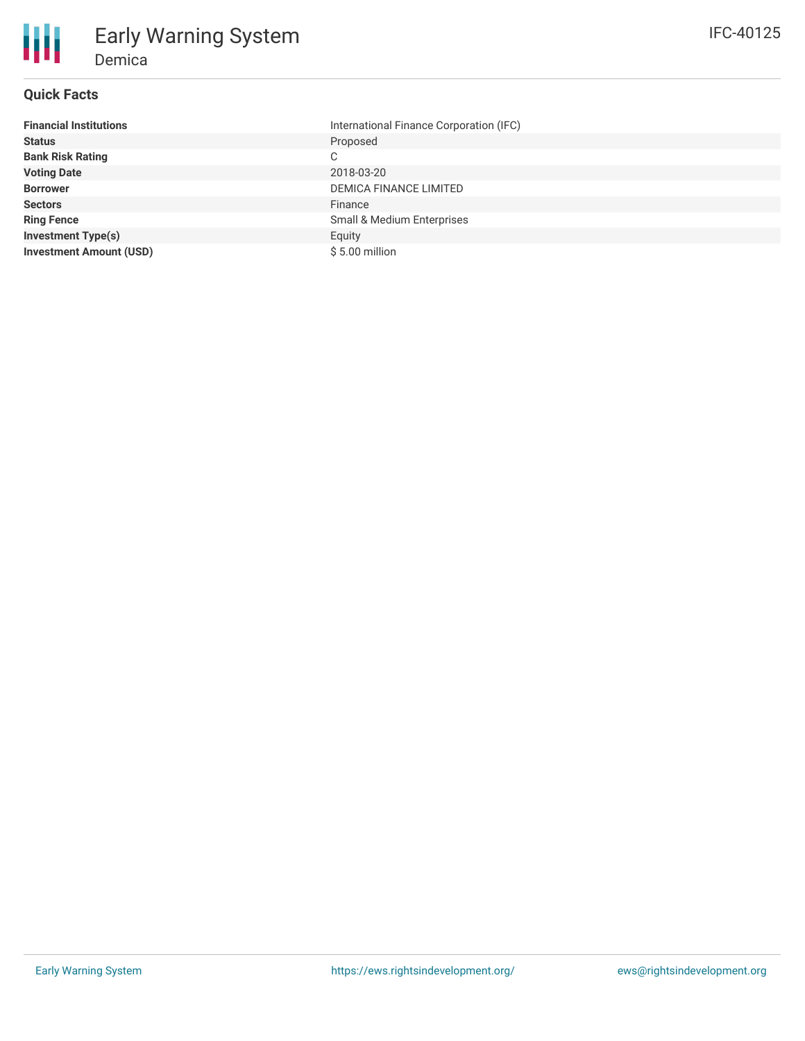# Early Warning System

## Demica

IFC-40125

### Quick Facts

| | |
|---|---|
| **Financial Institutions** | International Finance Corporation (IFC) |
| **Status** | Proposed |
| **Bank Risk Rating** | C |
| **Voting Date** | 2018-03-20 |
| **Borrower** | DEMICA FINANCE LIMITED |
| **Sectors** | Finance |
| **Ring Fence** | Small & Medium Enterprises |
| **Investment Type(s)** | Equity |
| **Investment Amount (USD)** | $ 5.00 million |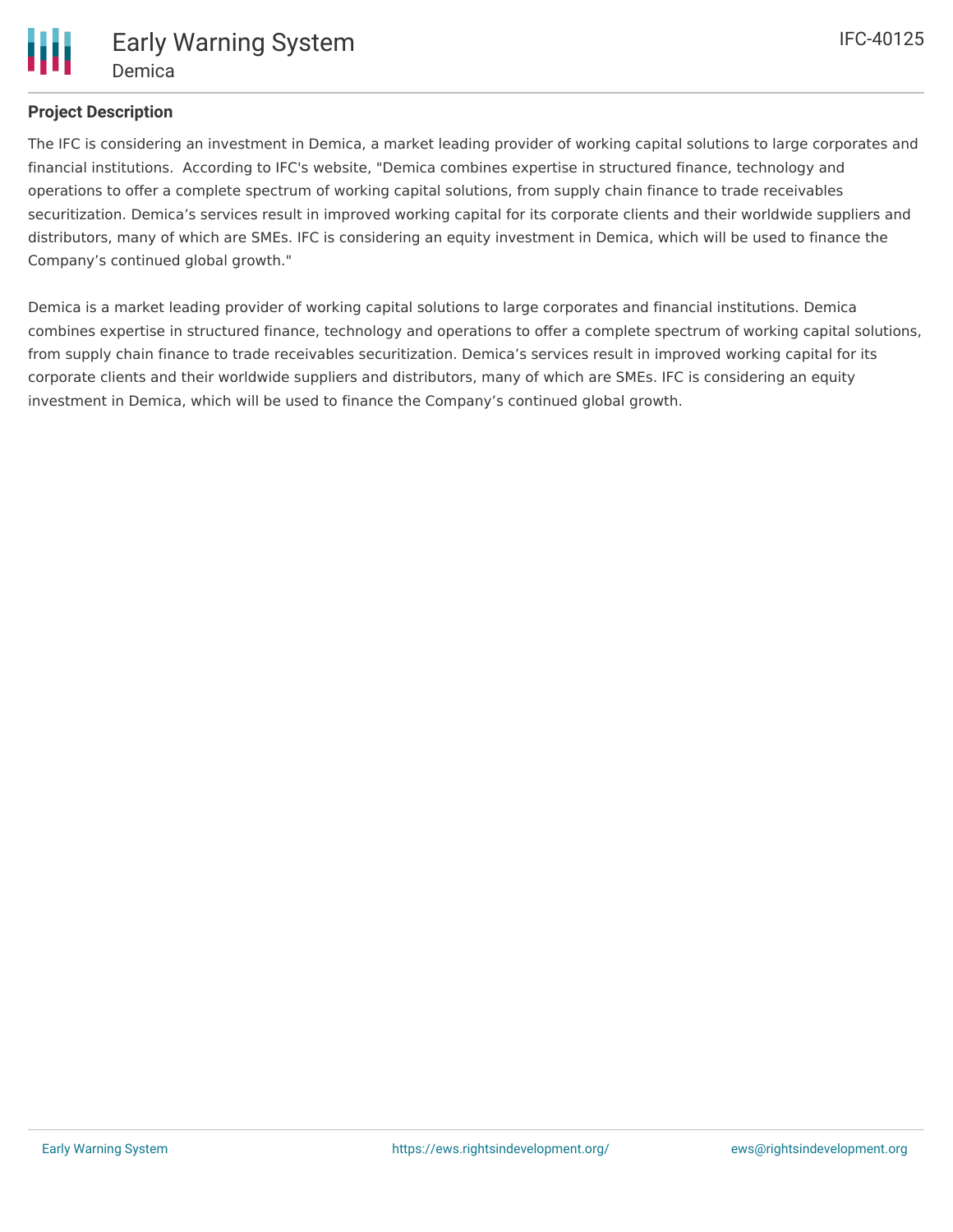## Project Description

The IFC is considering an investment in Demica, a market leading provider of working capital solutions to large corporates and financial institutions. According to IFC's website, "Demica combines expertise in structured finance, technology and operations to offer a complete spectrum of working capital solutions, from supply chain finance to trade receivables securitization. Demica's services result in improved working capital for its corporate clients and their worldwide suppliers and distributors, many of which are SMEs. IFC is considering an equity investment in Demica, which will be used to finance the Company's continued global growth."

Demica is a market leading provider of working capital solutions to large corporates and financial institutions. Demica combines expertise in structured finance, technology and operations to offer a complete spectrum of working capital solutions, from supply chain finance to trade receivables securitization. Demica's services result in improved working capital for its corporate clients and their worldwide suppliers and distributors, many of which are SMEs. IFC is considering an equity investment in Demica, which will be used to finance the Company's continued global growth.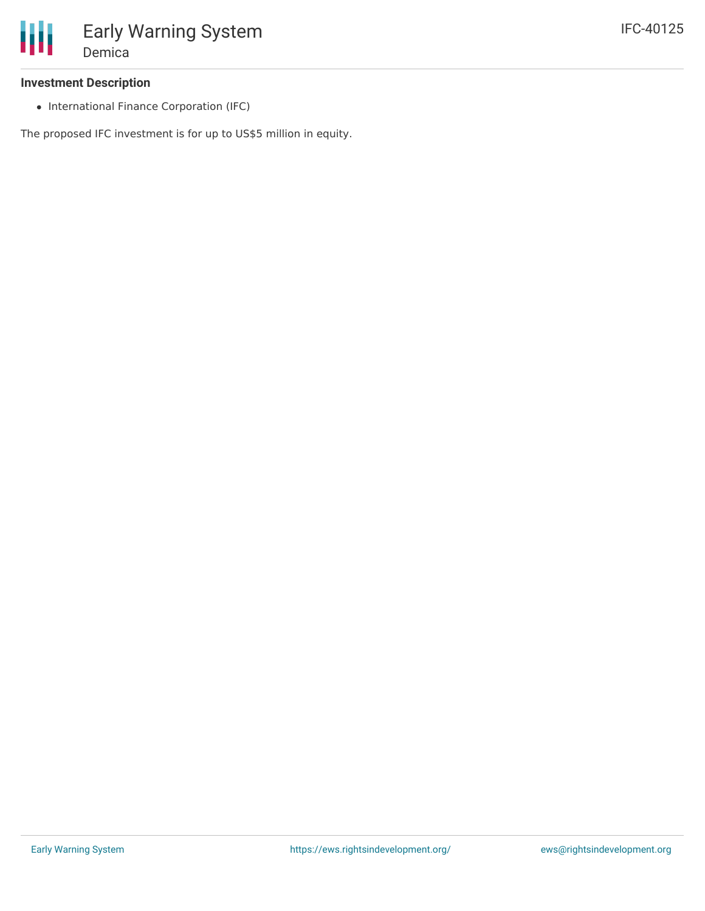#### Investment Description

- International Finance Corporation (IFC)

The proposed IFC investment is for up to US$5 million in equity.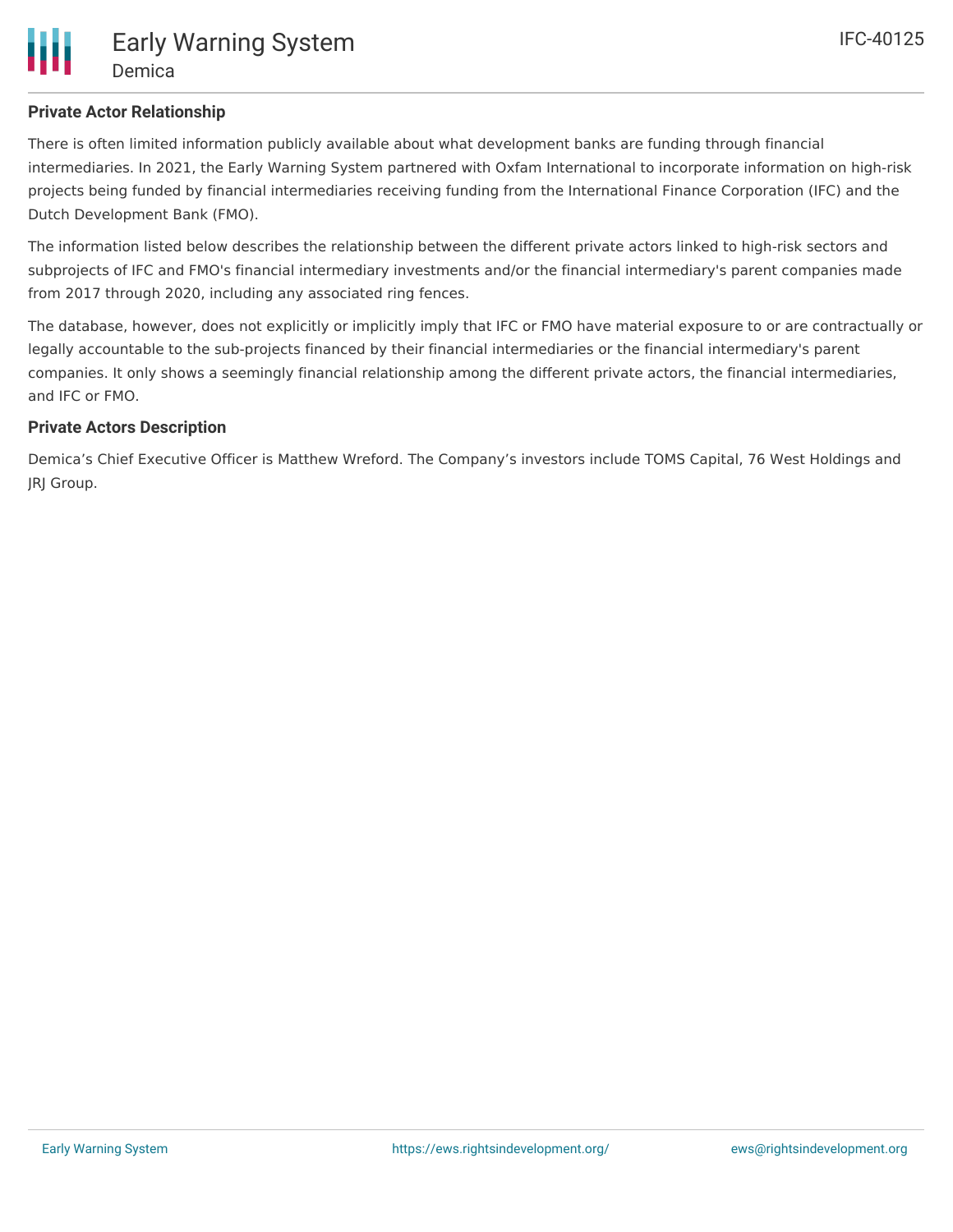### Private Actor Relationship

There is often limited information publicly available about what development banks are funding through financial intermediaries. In 2021, the Early Warning System partnered with Oxfam International to incorporate information on high-risk projects being funded by financial intermediaries receiving funding from the International Finance Corporation (IFC) and the Dutch Development Bank (FMO).

The information listed below describes the relationship between the different private actors linked to high-risk sectors and subprojects of IFC and FMO's financial intermediary investments and/or the financial intermediary's parent companies made from 2017 through 2020, including any associated ring fences.

The database, however, does not explicitly or implicitly imply that IFC or FMO have material exposure to or are contractually or legally accountable to the sub-projects financed by their financial intermediaries or the financial intermediary's parent companies. It only shows a seemingly financial relationship among the different private actors, the financial intermediaries, and IFC or FMO.

### Private Actors Description

Demica's Chief Executive Officer is Matthew Wreford. The Company's investors include TOMS Capital, 76 West Holdings and JRJ Group.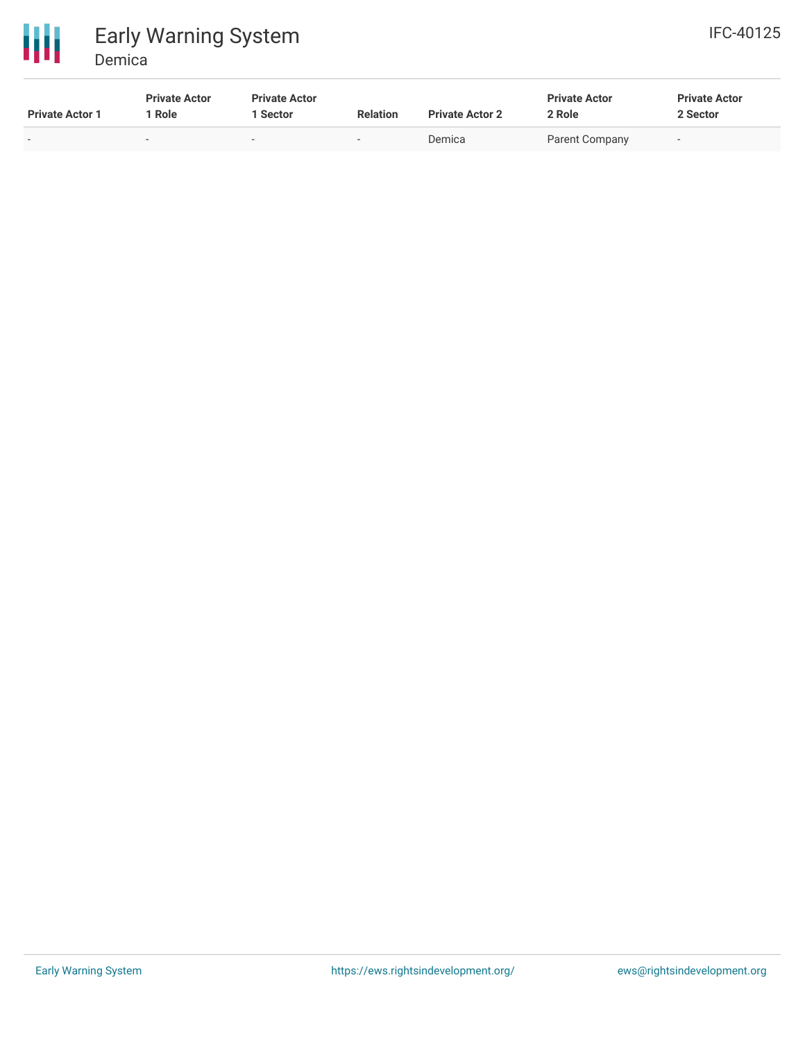| Private Actor 1 | Private Actor 1 Role | Private Actor 1 Sector | Relation | Private Actor 2 | Private Actor 2 Role | Private Actor 2 Sector |
|---|---|---|---|---|---|---|
| - | - | - | - | Demica | Parent Company | - |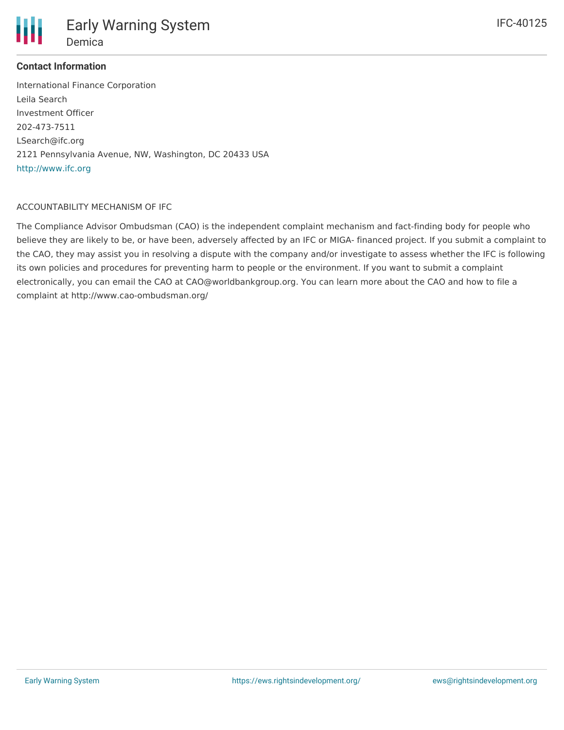**Contact Information**

International Finance Corporation
Leila Search
Investment Officer
202-473-7511
LSearch@ifc.org
2121 Pennsylvania Avenue, NW, Washington, DC 20433 USA
http://www.ifc.org

ACCOUNTABILITY MECHANISM OF IFC

The Compliance Advisor Ombudsman (CAO) is the independent complaint mechanism and fact-finding body for people who believe they are likely to be, or have been, adversely affected by an IFC or MIGA- financed project. If you submit a complaint to the CAO, they may assist you in resolving a dispute with the company and/or investigate to assess whether the IFC is following its own policies and procedures for preventing harm to people or the environment. If you want to submit a complaint electronically, you can email the CAO at CAO@worldbankgroup.org. You can learn more about the CAO and how to file a complaint at http://www.cao-ombudsman.org/